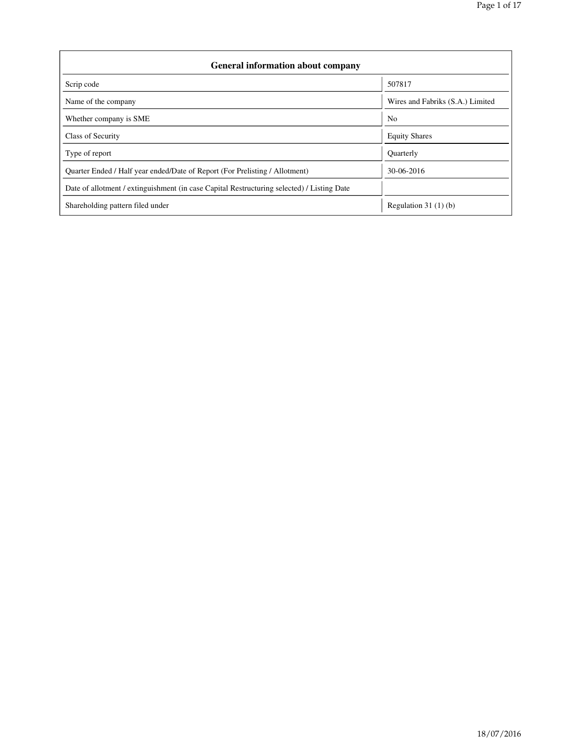| General information about company | |
|---|---|
| Scrip code | 507817 |
| Name of the company | Wires and Fabriks (S.A.) Limited |
| Whether company is SME | No |
| Class of Security | Equity Shares |
| Type of report | Quarterly |
| Quarter Ended / Half year ended/Date of Report (For Prelisting / Allotment) | 30-06-2016 |
| Date of allotment / extinguishment (in case Capital Restructuring selected) / Listing Date | |
| Shareholding pattern filed under | Regulation 31 (1) (b) |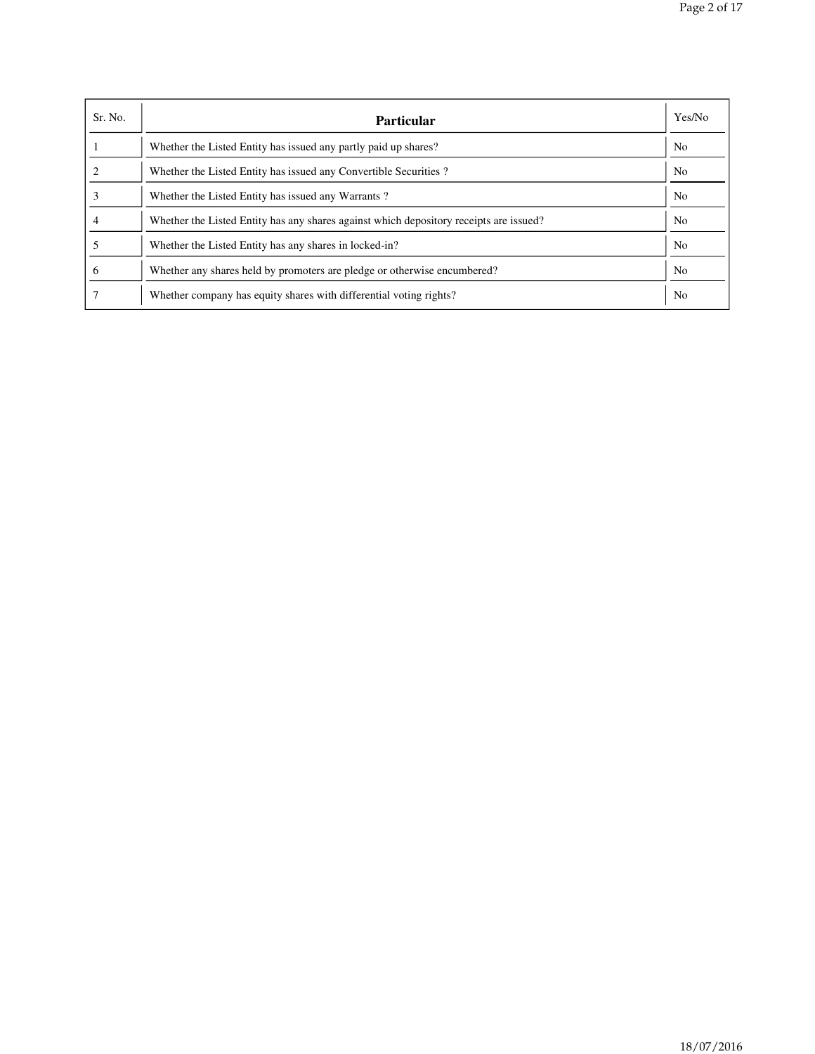| Sr. No. | Particular | Yes/No |
| --- | --- | --- |
| 1 | Whether the Listed Entity has issued any partly paid up shares? | No |
| 2 | Whether the Listed Entity has issued any Convertible Securities ? | No |
| 3 | Whether the Listed Entity has issued any Warrants ? | No |
| 4 | Whether the Listed Entity has any shares against which depository receipts are issued? | No |
| 5 | Whether the Listed Entity has any shares in locked-in? | No |
| 6 | Whether any shares held by promoters are pledge or otherwise encumbered? | No |
| 7 | Whether company has equity shares with differential voting rights? | No |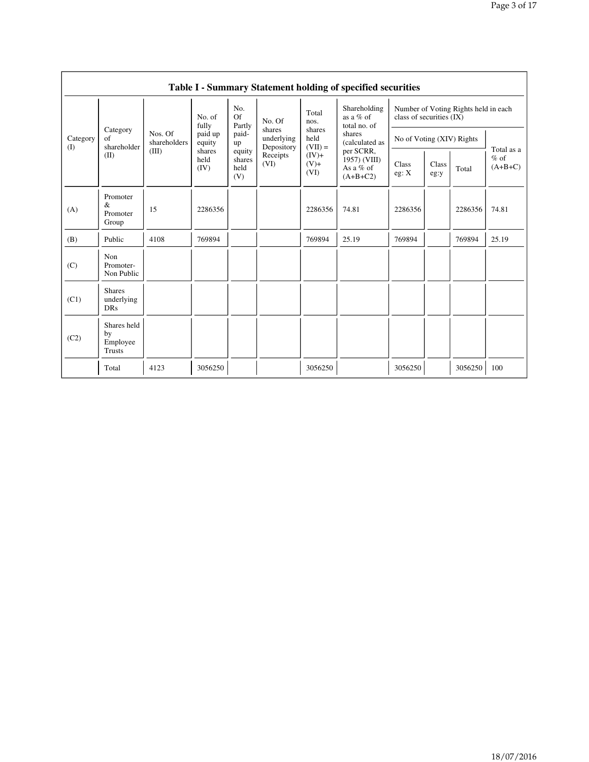## Table I - Summary Statement holding of specified securities

| Category (I) | Category of shareholder (II) | Nos. Of shareholders (III) | No. of fully paid up equity shares held (IV) | No. Of Partly paid-up equity shares held (V) | No. Of shares underlying Depository Receipts (VI) | Total nos. shares held (VII) = (IV)+ (V)+ (VI) | Shareholding as a % of total no. of shares (calculated as per SCRR, 1957) (VIII) As a % of (A+B+C2) | Number of Voting Rights held in each class of securities (IX) | | | |
|---|---|---|---|---|---|---|---|---|---|---|---|
| | | | | | | | | No of Voting (XIV) Rights | | | Total as a % of (A+B+C) |
| | | | | | | | | Class eg: X | Class eg:y | Total | |
| (A) | Promoter & Promoter Group | 15 | 2286356 | | | 2286356 | 74.81 | 2286356 | | 2286356 | 74.81 |
| (B) | Public | 4108 | 769894 | | | 769894 | 25.19 | 769894 | | 769894 | 25.19 |
| (C) | Non Promoter- Non Public | | | | | | | | | | |
| (C1) | Shares underlying DRs | | | | | | | | | | |
| (C2) | Shares held by Employee Trusts | | | | | | | | | | |
| | Total | 4123 | 3056250 | | | 3056250 | | 3056250 | | 3056250 | 100 |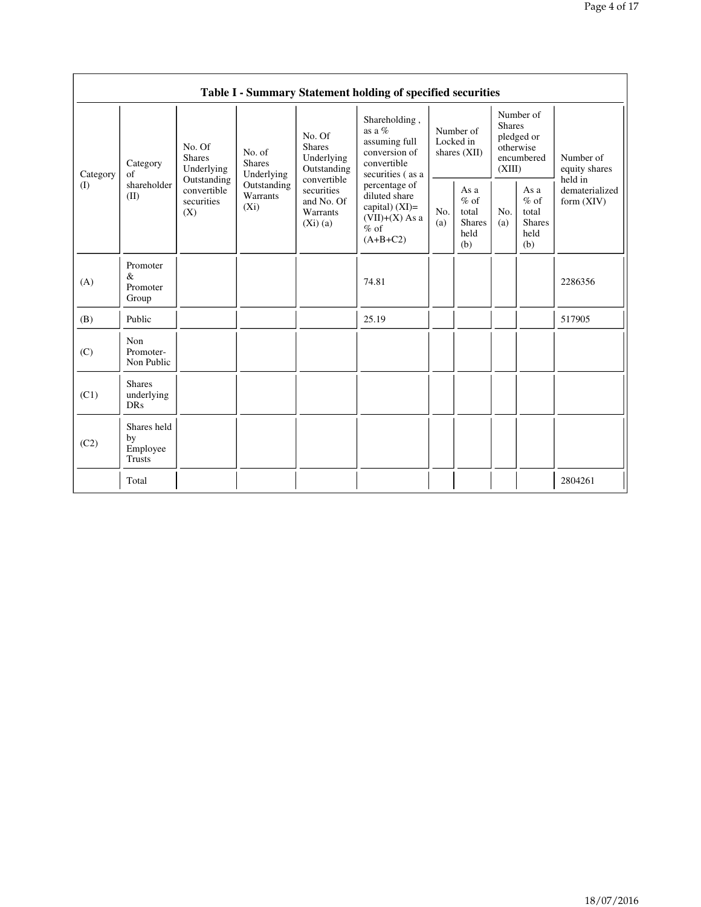| Table I - Summary Statement holding of specified securities | | | | | | | | | | | |
|---|---|---|---|---|---|---|---|---|---|---|---|
| Category (I) | Category of shareholder (II) | No. Of Shares Underlying Outstanding convertible securities (X) | No. of Shares Underlying Outstanding Warrants (Xi) | No. Of Shares Underlying Outstanding convertible securities and No. Of Warrants (Xi) (a) | Shareholding , as a % assuming full conversion of convertible securities ( as a percentage of diluted share capital) (XI)= (VII)+(X) As a % of (A+B+C2) | Number of Locked in shares (XII) | | Number of Shares pledged or otherwise encumbered (XIII) | | Number of equity shares held in dematerialized form (XIV) |
| | | | | | | No. (a) | As a % of total Shares held (b) | No. (a) | As a % of total Shares held (b) | |
| (A) | Promoter & Promoter Group | | | | 74.81 | | | | | 2286356 |
| (B) | Public | | | | 25.19 | | | | | 517905 |
| (C) | Non Promoter- Non Public | | | | | | | | | |
| (C1) | Shares underlying DRs | | | | | | | | | |
| (C2) | Shares held by Employee Trusts | | | | | | | | | |
| | Total | | | | | | | | | 2804261 |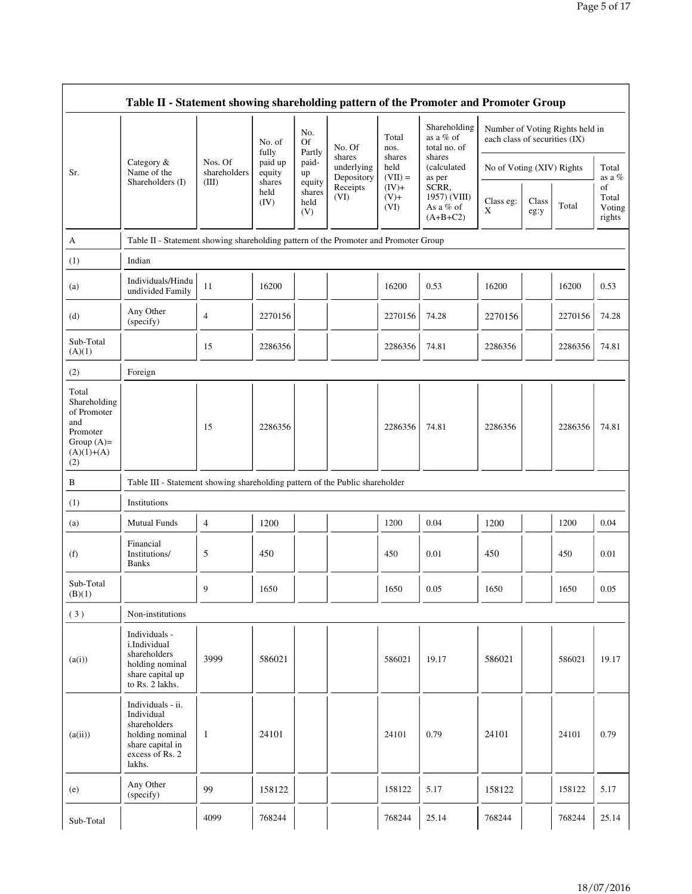| Table II - Statement showing shareholding pattern of the Promoter and Promoter Group | | | | | | | | | | | | |
|---|---|---|---|---|---|---|---|---|---|---|---|---|
| Sr. | Category & Name of the Shareholders (I) | Nos. Of shareholders (III) | No. of fully paid up equity shares held (IV) | No. Of Partly paid-up equity shares held (V) | No. Of shares underlying Depository Receipts (VI) | Total nos. shares held (VII) = (IV)+ (V)+ (VI) | Shareholding as a % of total no. of shares (calculated as per SCRR, 1957) (VIII) As a % of (A+B+C2) | Number of Voting Rights held in each class of securities (IX) | | | |
| | | | | | | | | No of Voting (XIV) Rights | | | Total as a % of Total Voting rights |
| | | | | | | | | Class eg: X | Class eg:y | Total | |
| A | Table II - Statement showing shareholding pattern of the Promoter and Promoter Group | | | | | | | | | | |
| (1) | Indian | | | | | | | | | | |
| (a) | Individuals/Hindu undivided Family | 11 | 16200 | | | 16200 | 0.53 | 16200 | | 16200 | 0.53 |
| (d) | Any Other (specify) | 4 | 2270156 | | | 2270156 | 74.28 | 2270156 | | 2270156 | 74.28 |
| Sub-Total (A)(1) | | 15 | 2286356 | | | 2286356 | 74.81 | 2286356 | | 2286356 | 74.81 |
| (2) | Foreign | | | | | | | | | | |
| Total Shareholding of Promoter and Promoter Group (A)=(A)(1)+(A)(2) | | 15 | 2286356 | | | 2286356 | 74.81 | 2286356 | | 2286356 | 74.81 |
| B | Table III - Statement showing shareholding pattern of the Public shareholder | | | | | | | | | | |
| (1) | Institutions | | | | | | | | | | |
| (a) | Mutual Funds | 4 | 1200 | | | 1200 | 0.04 | 1200 | | 1200 | 0.04 |
| (f) | Financial Institutions/ Banks | 5 | 450 | | | 450 | 0.01 | 450 | | 450 | 0.01 |
| Sub-Total (B)(1) | | 9 | 1650 | | | 1650 | 0.05 | 1650 | | 1650 | 0.05 |
| ( 3 ) | Non-institutions | | | | | | | | | | |
| (a(i)) | Individuals - i.Individual shareholders holding nominal share capital up to Rs. 2 lakhs. | 3999 | 586021 | | | 586021 | 19.17 | 586021 | | 586021 | 19.17 |
| (a(ii)) | Individuals - ii. Individual shareholders holding nominal share capital in excess of Rs. 2 lakhs. | 1 | 24101 | | | 24101 | 0.79 | 24101 | | 24101 | 0.79 |
| (e) | Any Other (specify) | 99 | 158122 | | | 158122 | 5.17 | 158122 | | 158122 | 5.17 |
| Sub-Total | | 4099 | 768244 | | | 768244 | 25.14 | 768244 | | 768244 | 25.14 |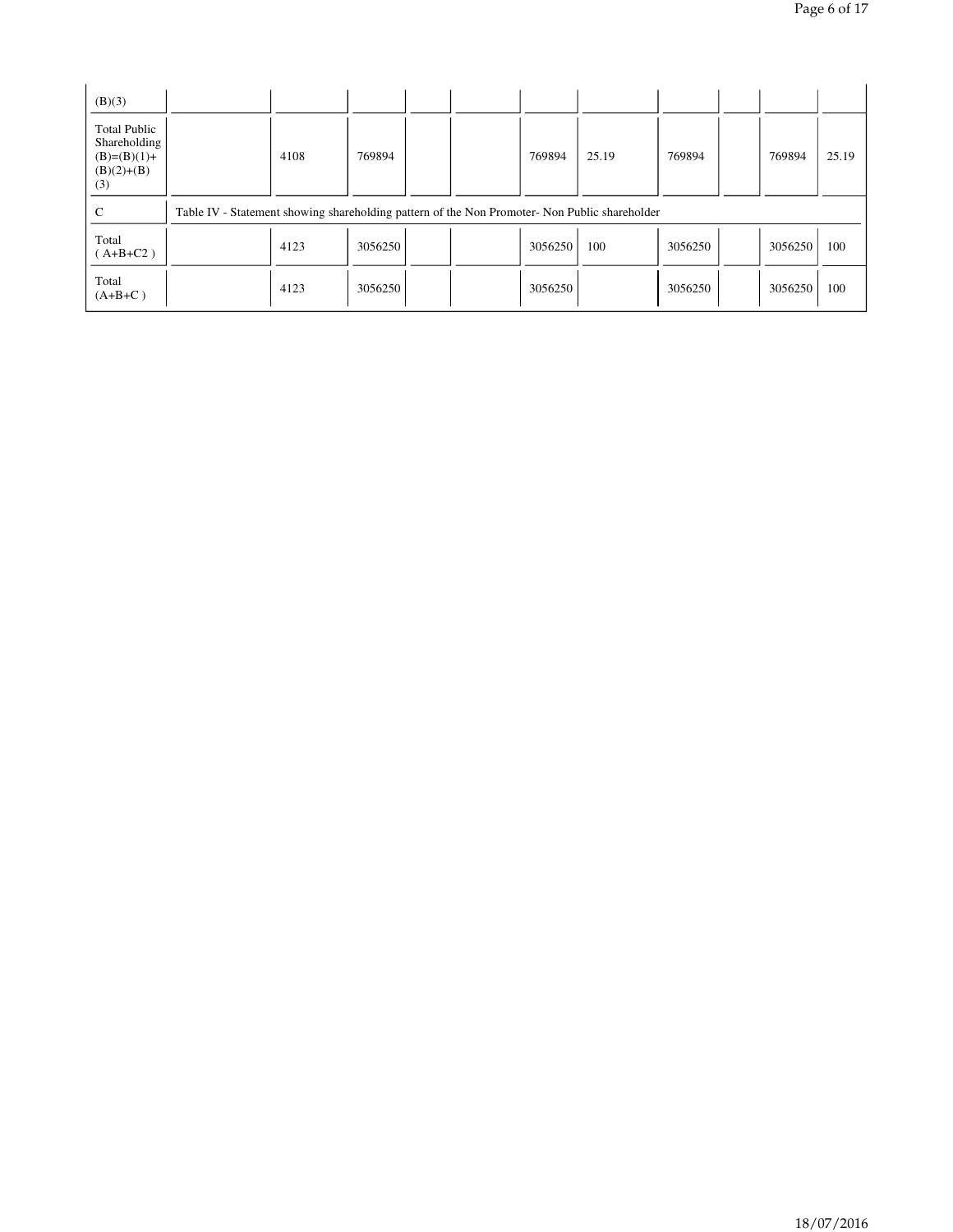| | | | | | | | | | | | |
|---|---|---|---|---|---|---|---|---|---|---|---|
| (B)(3) | | | | | | | | | | | |
| Total Public Shareholding (B)=(B)(1)+(B)(2)+(B)(3) | | 4108 | 769894 | | | 769894 | 25.19 | 769894 | | 769894 | 25.19 |
| C | Table IV - Statement showing shareholding pattern of the Non Promoter- Non Public shareholder | | | | | | | | | | |
| Total ( A+B+C2 ) | | 4123 | 3056250 | | | 3056250 | 100 | 3056250 | | 3056250 | 100 |
| Total (A+B+C ) | | 4123 | 3056250 | | | 3056250 | | 3056250 | | 3056250 | 100 |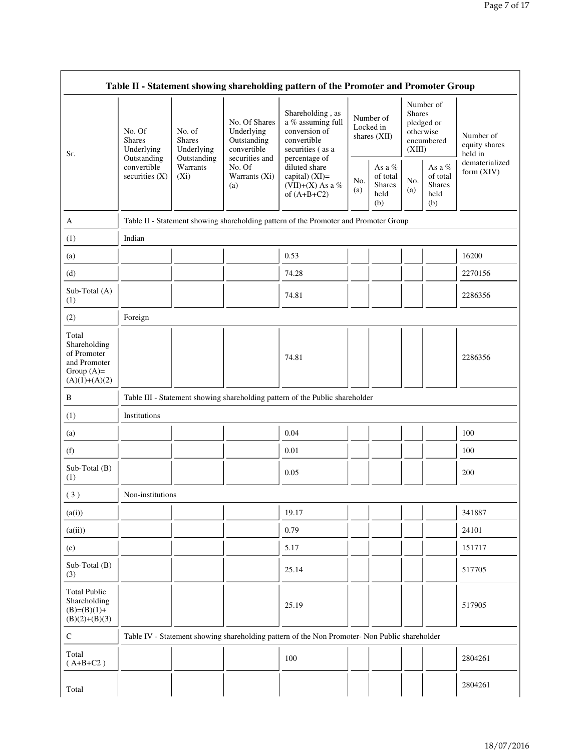## Table II - Statement showing shareholding pattern of the Promoter and Promoter Group

| Sr. | No. Of Shares Underlying Outstanding convertible securities (X) | No. of Shares Underlying Outstanding Warrants (Xi) | No. Of Shares Underlying Outstanding convertible securities and No. Of Warrants (Xi) (a) | Shareholding , as a % assuming full conversion of convertible securities ( as a percentage of diluted share capital) (XI)= (VII)+(X) As a % of (A+B+C2) | Number of Locked in shares (XII) | | Number of Shares pledged or otherwise encumbered (XIII) | | Number of equity shares held in dematerialized form (XIV) |
|---|---|---|---|---|---|---|---|---|---|
| | | | | | No. (a) | As a % of total Shares held (b) | No. (a) | As a % of total Shares held (b) | |
| A | Table II - Statement showing shareholding pattern of the Promoter and Promoter Group | | | | | | | | |
| (1) | Indian | | | | | | | | |
| (a) | | | | 0.53 | | | | | 16200 |
| (d) | | | | 74.28 | | | | | 2270156 |
| Sub-Total (A) (1) | | | | 74.81 | | | | | 2286356 |
| (2) | Foreign | | | | | | | | |
| Total Shareholding of Promoter and Promoter Group (A)= (A)(1)+(A)(2) | | | | 74.81 | | | | | 2286356 |
| B | Table III - Statement showing shareholding pattern of the Public shareholder | | | | | | | | |
| (1) | Institutions | | | | | | | | |
| (a) | | | | 0.04 | | | | | 100 |
| (f) | | | | 0.01 | | | | | 100 |
| Sub-Total (B) (1) | | | | 0.05 | | | | | 200 |
| ( 3 ) | Non-institutions | | | | | | | | |
| (a(i)) | | | | 19.17 | | | | | 341887 |
| (a(ii)) | | | | 0.79 | | | | | 24101 |
| (e) | | | | 5.17 | | | | | 151717 |
| Sub-Total (B) (3) | | | | 25.14 | | | | | 517705 |
| Total Public Shareholding (B)=(B)(1)+ (B)(2)+(B)(3) | | | | 25.19 | | | | | 517905 |
| C | Table IV - Statement showing shareholding pattern of the Non Promoter- Non Public shareholder | | | | | | | | |
| Total ( A+B+C2 ) | | | | 100 | | | | | 2804261 |
| Total | | | | | | | | | 2804261 |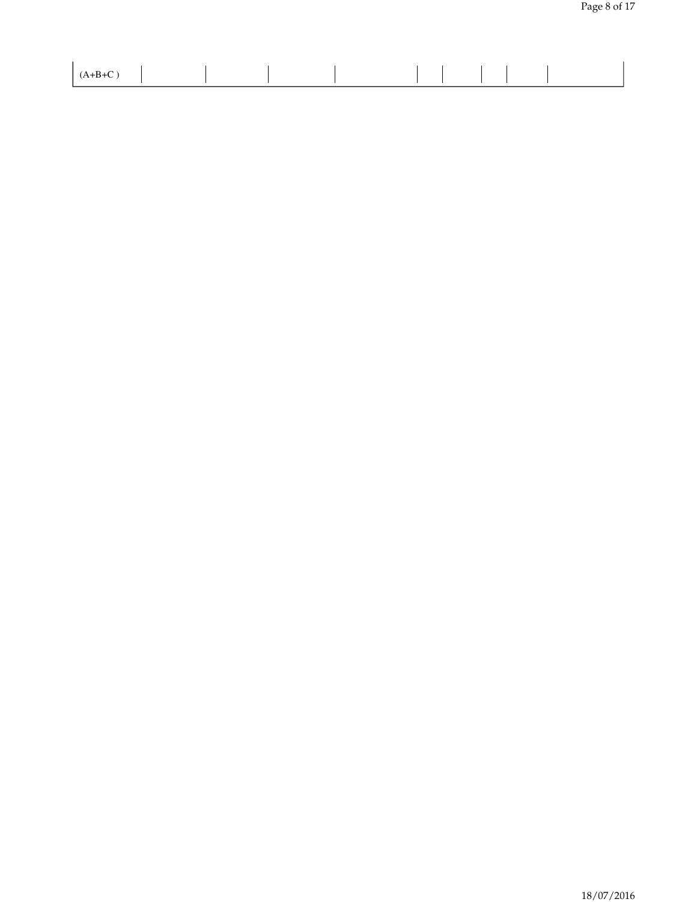| | | | | | | | | | |
|---|---|---|---|---|---|---|---|---|---|
| (A+B+C ) | | | | | | | | | |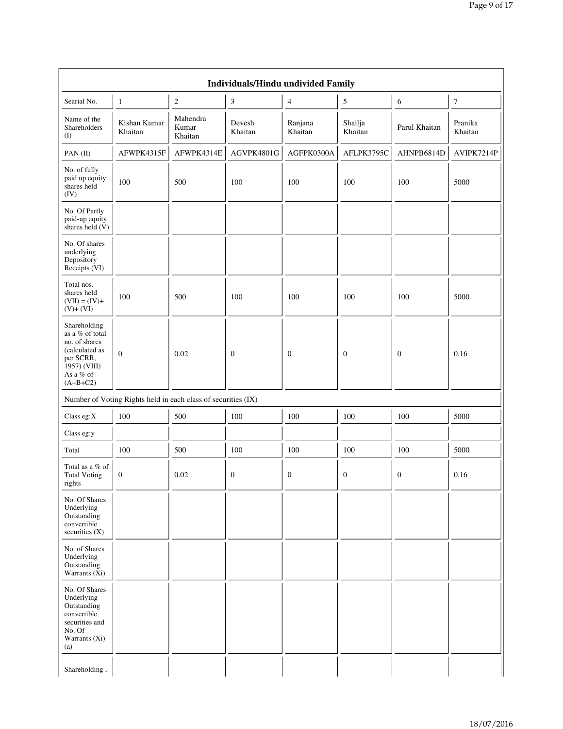| Individuals/Hindu undivided Family | | | | | | | |
|---|---|---|---|---|---|---|---|
| Searial No. | 1 | 2 | 3 | 4 | 5 | 6 | 7 |
| Name of the Shareholders (I) | Kishan Kumar Khaitan | Mahendra Kumar Khaitan | Devesh Khaitan | Ranjana Khaitan | Shailja Khaitan | Parul Khaitan | Pranika Khaitan |
| PAN (II) | AFWPK4315F | AFWPK4314E | AGVPK4801G | AGFPK0300A | AFLPK3795C | AHNPB6814D | AVIPK7214P |
| No. of fully paid up equity shares held (IV) | 100 | 500 | 100 | 100 | 100 | 100 | 5000 |
| No. Of Partly paid-up equity shares held (V) | | | | | | | |
| No. Of shares underlying Depository Receipts (VI) | | | | | | | |
| Total nos. shares held (VII) = (IV)+ (V)+ (VI) | 100 | 500 | 100 | 100 | 100 | 100 | 5000 |
| Shareholding as a % of total no. of shares (calculated as per SCRR, 1957) (VIII) As a % of (A+B+C2) | 0 | 0.02 | 0 | 0 | 0 | 0 | 0.16 |
| Number of Voting Rights held in each class of securities (IX) | | | | | | | |
| Class eg:X | 100 | 500 | 100 | 100 | 100 | 100 | 5000 |
| Class eg:y | | | | | | | |
| Total | 100 | 500 | 100 | 100 | 100 | 100 | 5000 |
| Total as a % of Total Voting rights | 0 | 0.02 | 0 | 0 | 0 | 0 | 0.16 |
| No. Of Shares Underlying Outstanding convertible securities (X) | | | | | | | |
| No. of Shares Underlying Outstanding Warrants (Xi) | | | | | | | |
| No. Of Shares Underlying Outstanding convertible securities and No. Of Warrants (Xi) (a) | | | | | | | |
| Shareholding , | | | | | | | |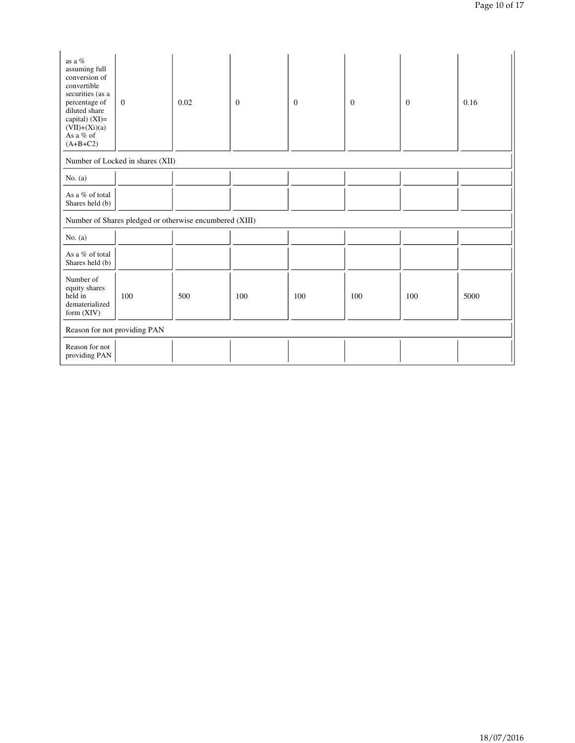| | | | | | | | |
|---|---|---|---|---|---|---|---|
| as a % assuming full conversion of convertible securities (as a percentage of diluted share capital) (XI)= (VII)+(Xi)(a) As a % of (A+B+C2) | 0 | 0.02 | 0 | 0 | 0 | 0 | 0.16 |
| Number of Locked in shares (XII) | | | | | | | |
| No. (a) | | | | | | | |
| As a % of total Shares held (b) | | | | | | | |
| Number of Shares pledged or otherwise encumbered (XIII) | | | | | | | |
| No. (a) | | | | | | | |
| As a % of total Shares held (b) | | | | | | | |
| Number of equity shares held in dematerialized form (XIV) | 100 | 500 | 100 | 100 | 100 | 100 | 5000 |
| Reason for not providing PAN | | | | | | | |
| Reason for not providing PAN | | | | | | | |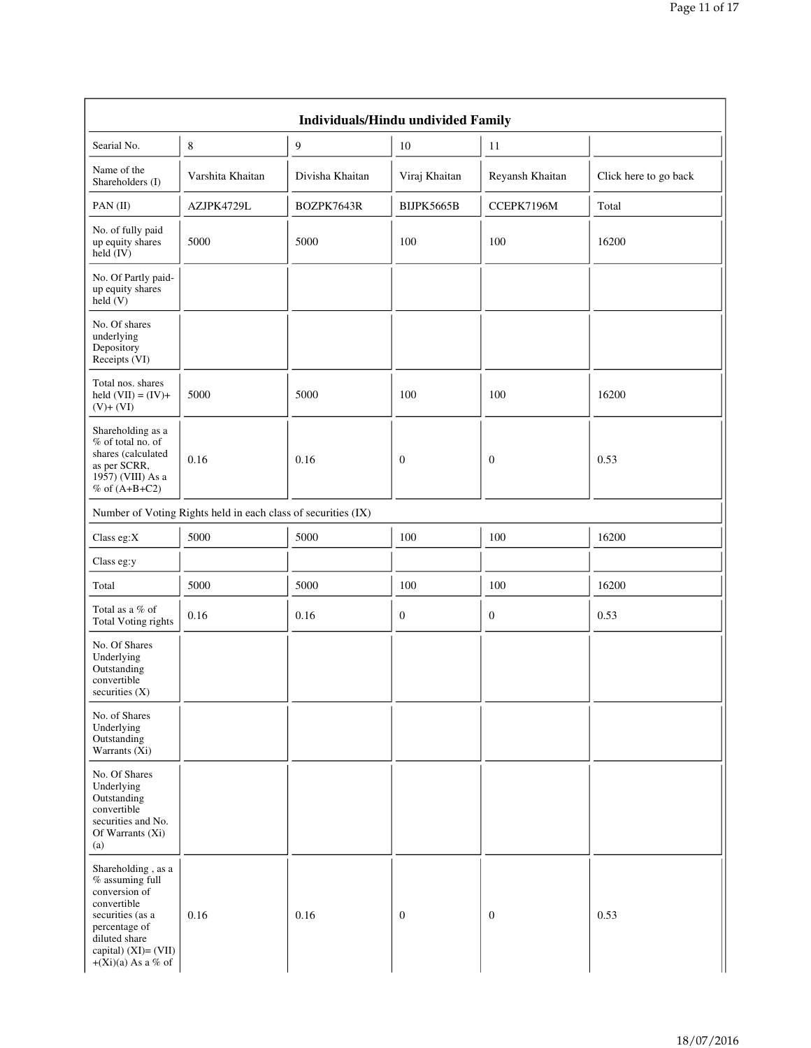| Individuals/Hindu undivided Family | | | | | |
|---|---|---|---|---|---|
| Searial No. | 8 | 9 | 10 | 11 | |
| Name of the Shareholders (I) | Varshita Khaitan | Divisha Khaitan | Viraj Khaitan | Reyansh Khaitan | Click here to go back |
| PAN (II) | AZJPK4729L | BOZPK7643R | BIJPK5665B | CCEPK7196M | Total |
| No. of fully paid up equity shares held (IV) | 5000 | 5000 | 100 | 100 | 16200 |
| No. Of Partly paid-up equity shares held (V) | | | | | |
| No. Of shares underlying Depository Receipts (VI) | | | | | |
| Total nos. shares held (VII) = (IV)+ (V)+ (VI) | 5000 | 5000 | 100 | 100 | 16200 |
| Shareholding as a % of total no. of shares (calculated as per SCRR, 1957) (VIII) As a % of (A+B+C2) | 0.16 | 0.16 | 0 | 0 | 0.53 |
| Number of Voting Rights held in each class of securities (IX) | | | | | |
| Class eg:X | 5000 | 5000 | 100 | 100 | 16200 |
| Class eg:y | | | | | |
| Total | 5000 | 5000 | 100 | 100 | 16200 |
| Total as a % of Total Voting rights | 0.16 | 0.16 | 0 | 0 | 0.53 |
| No. Of Shares Underlying Outstanding convertible securities (X) | | | | | |
| No. of Shares Underlying Outstanding Warrants (Xi) | | | | | |
| No. Of Shares Underlying Outstanding convertible securities and No. Of Warrants (Xi) (a) | | | | | |
| Shareholding , as a % assuming full conversion of convertible securities (as a percentage of diluted share capital) (XI)= (VII) +(Xi)(a) As a % of | 0.16 | 0.16 | 0 | 0 | 0.53 |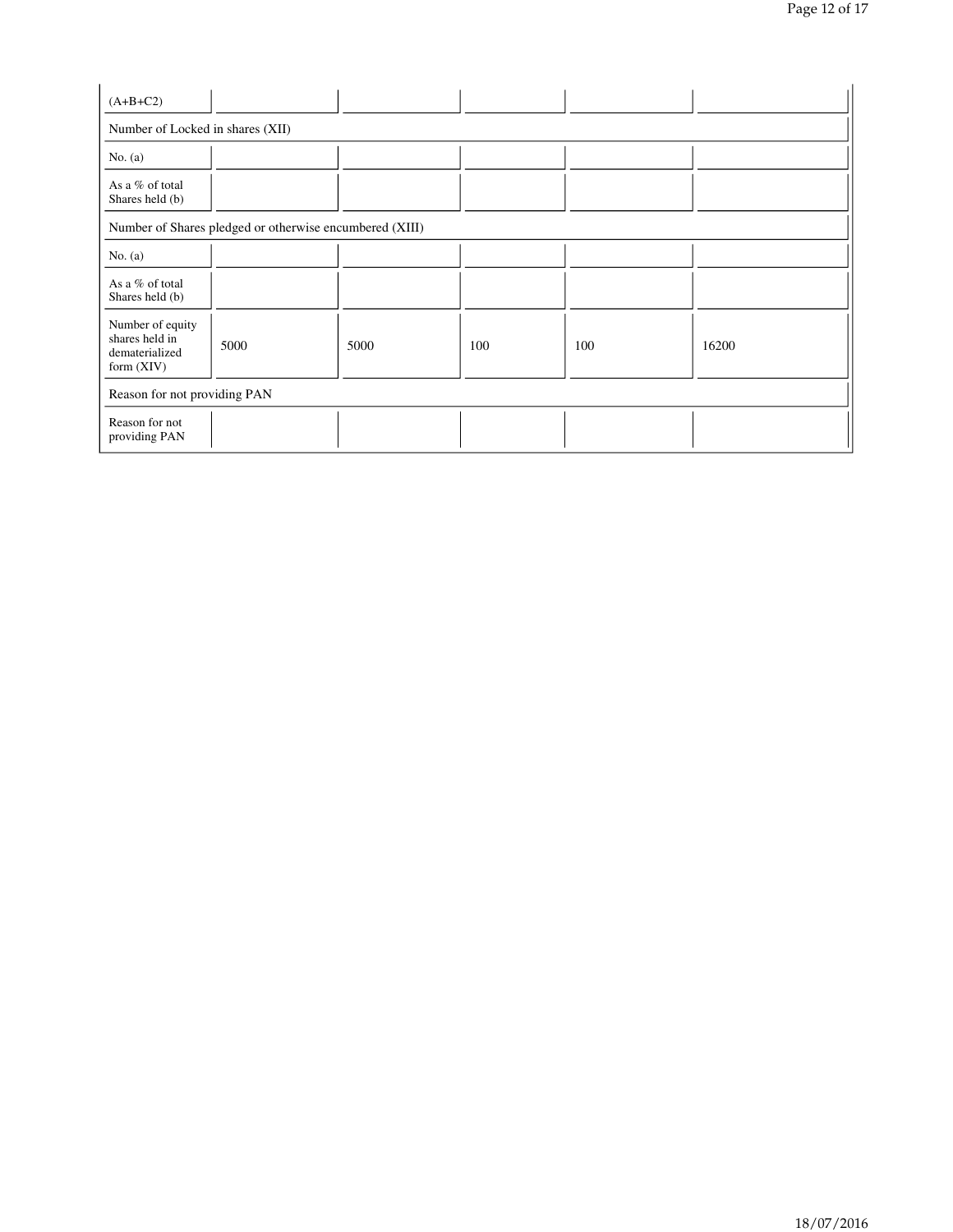| (A+B+C2) | | | | | |
|---|---|---|---|---|---|
| Number of Locked in shares (XII) | | | | | |
| No. (a) | | | | | |
| As a % of total Shares held (b) | | | | | |
| Number of Shares pledged or otherwise encumbered (XIII) | | | | | |
| No. (a) | | | | | |
| As a % of total Shares held (b) | | | | | |
| Number of equity shares held in dematerialized form (XIV) | 5000 | 5000 | 100 | 100 | 16200 |
| Reason for not providing PAN | | | | | |
| Reason for not providing PAN | | | | | |

18/07/2016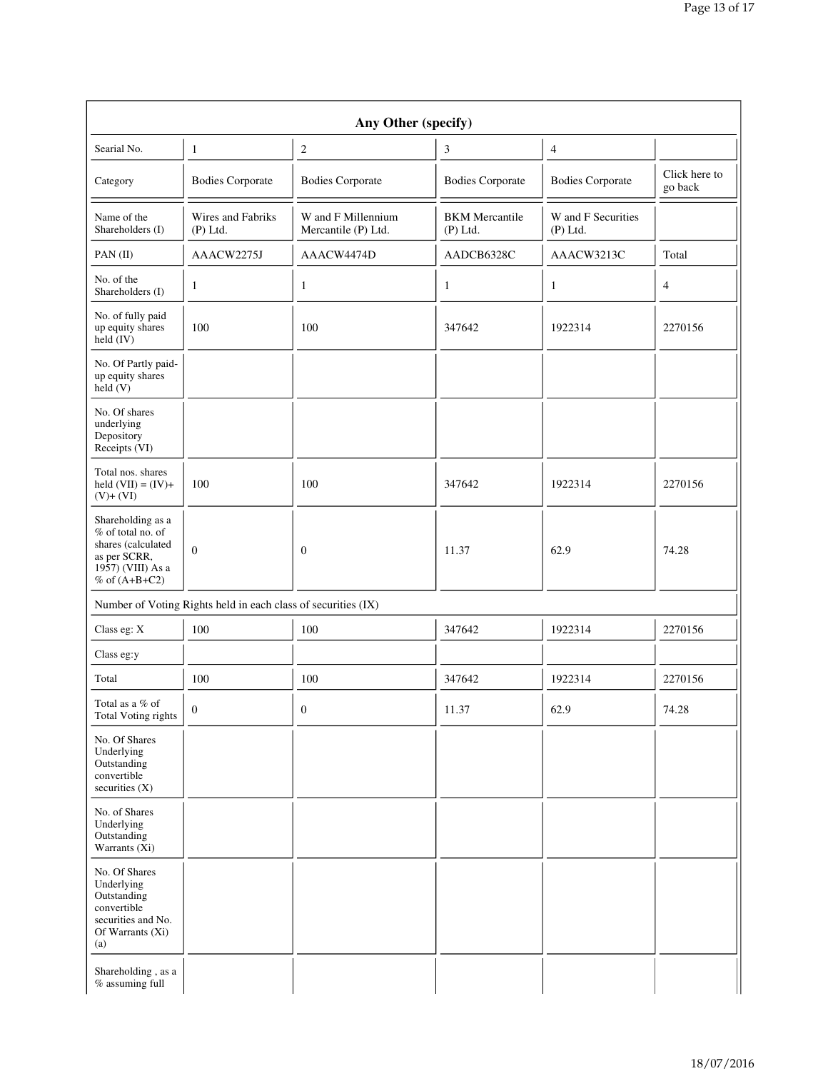| Any Other (specify) | | | | | |
|---|---|---|---|---|---|
| Searial No. | 1 | 2 | 3 | 4 | |
| Category | Bodies Corporate | Bodies Corporate | Bodies Corporate | Bodies Corporate | Click here to go back |
| Name of the Shareholders (I) | Wires and Fabriks (P) Ltd. | W and F Millennium Mercantile (P) Ltd. | BKM Mercantile (P) Ltd. | W and F Securities (P) Ltd. | |
| PAN (II) | AAACW2275J | AAACW4474D | AADCB6328C | AAACW3213C | Total |
| No. of the Shareholders (I) | 1 | 1 | 1 | 1 | 4 |
| No. of fully paid up equity shares held (IV) | 100 | 100 | 347642 | 1922314 | 2270156 |
| No. Of Partly paid-up equity shares held (V) | | | | | |
| No. Of shares underlying Depository Receipts (VI) | | | | | |
| Total nos. shares held (VII) = (IV)+ (V)+ (VI) | 100 | 100 | 347642 | 1922314 | 2270156 |
| Shareholding as a % of total no. of shares (calculated as per SCRR, 1957) (VIII) As a % of (A+B+C2) | 0 | 0 | 11.37 | 62.9 | 74.28 |
| Number of Voting Rights held in each class of securities (IX) | | | | | |
| Class eg: X | 100 | 100 | 347642 | 1922314 | 2270156 |
| Class eg:y | | | | | |
| Total | 100 | 100 | 347642 | 1922314 | 2270156 |
| Total as a % of Total Voting rights | 0 | 0 | 11.37 | 62.9 | 74.28 |
| No. Of Shares Underlying Outstanding convertible securities (X) | | | | | |
| No. of Shares Underlying Outstanding Warrants (Xi) | | | | | |
| No. Of Shares Underlying Outstanding convertible securities and No. Of Warrants (Xi) (a) | | | | | |
| Shareholding , as a % assuming full | | | | | |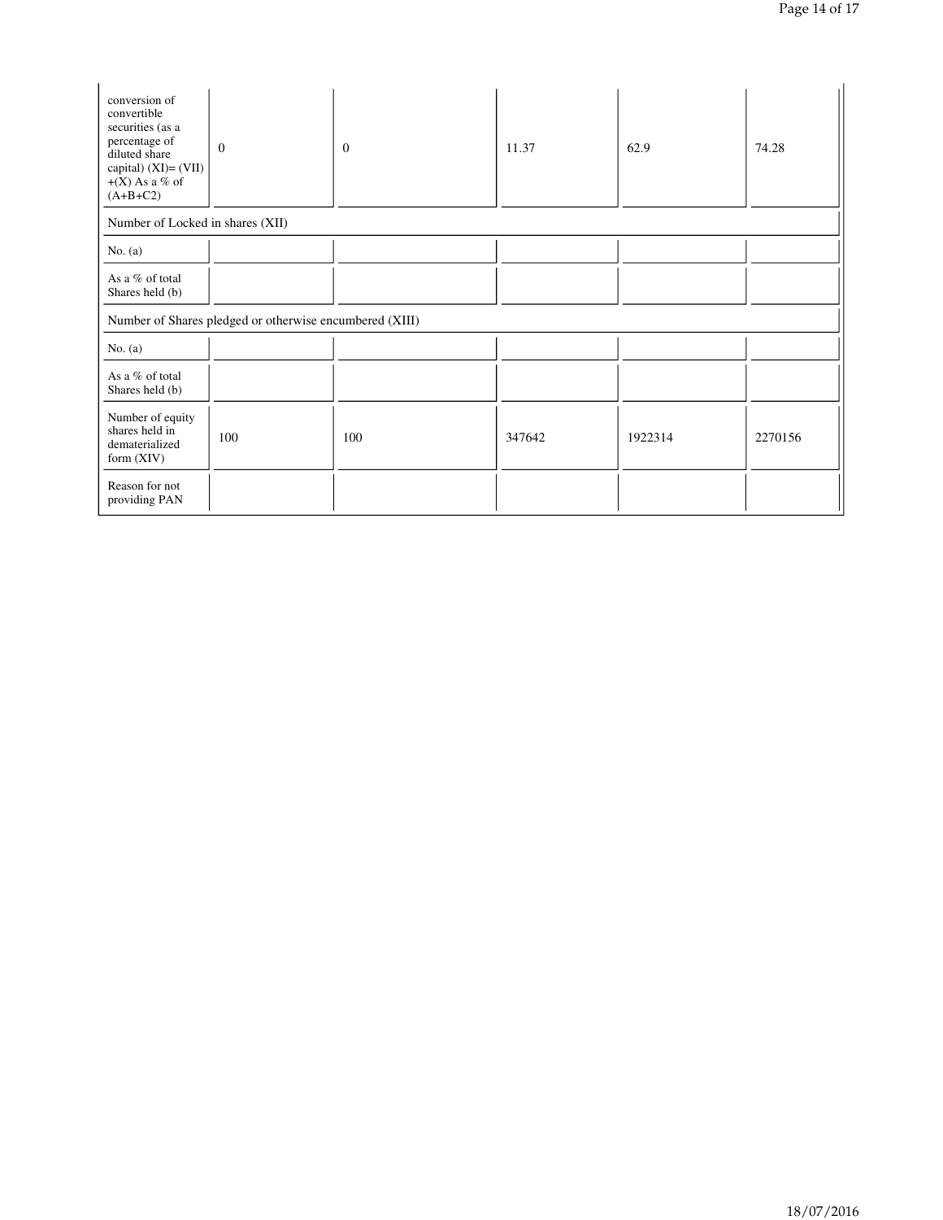| | | | | | |
|---|---|---|---|---|---|
| conversion of convertible securities (as a percentage of diluted share capital) (XI)= (VII) +(X) As a % of (A+B+C2) | 0 | 0 | 11.37 | 62.9 | 74.28 |
| Number of Locked in shares (XII) | | | | | |
| No. (a) | | | | | |
| As a % of total Shares held (b) | | | | | |
| Number of Shares pledged or otherwise encumbered (XIII) | | | | | |
| No. (a) | | | | | |
| As a % of total Shares held (b) | | | | | |
| Number of equity shares held in dematerialized form (XIV) | 100 | 100 | 347642 | 1922314 | 2270156 |
| Reason for not providing PAN | | | | | |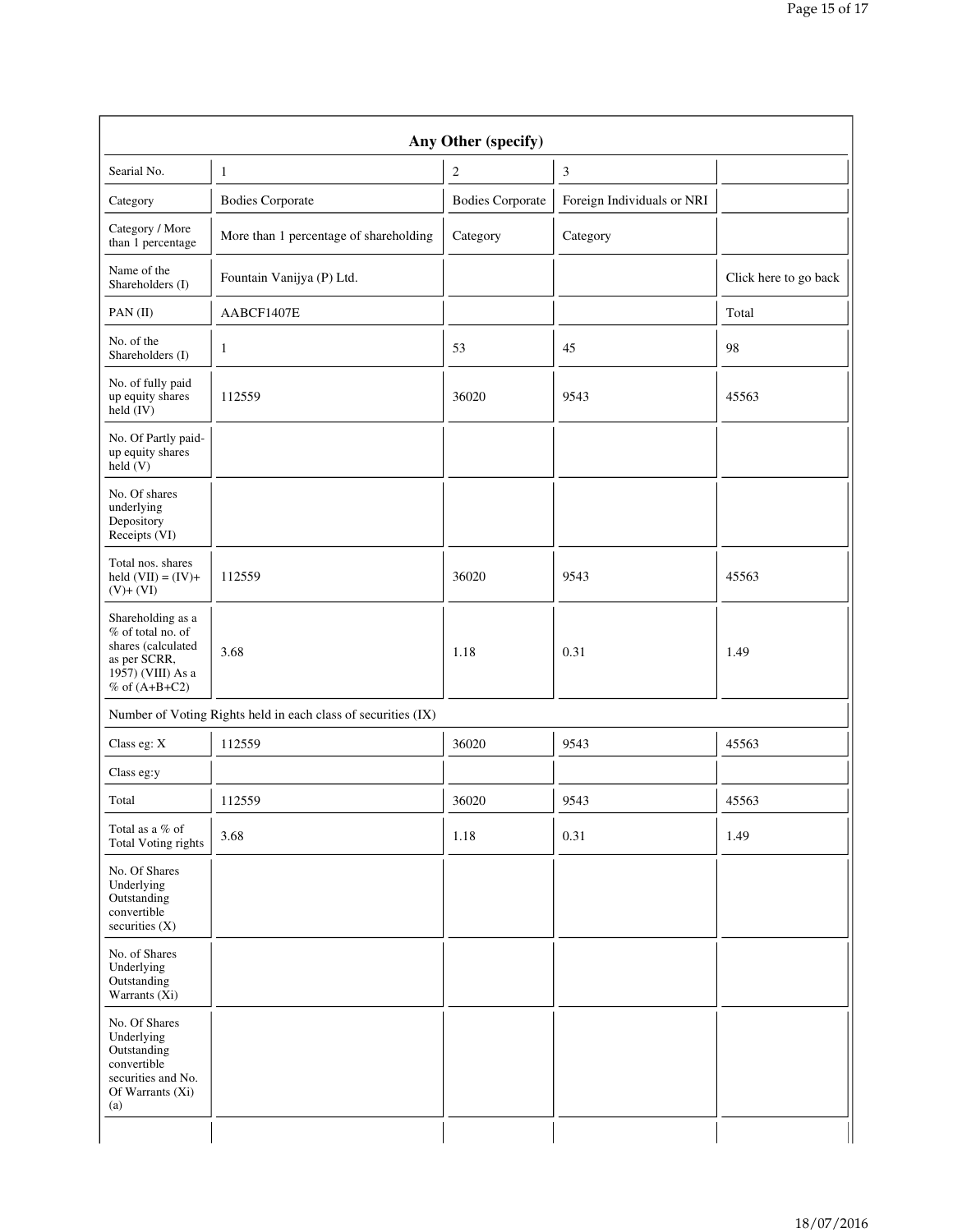| Any Other (specify) | | | | |
|---|---|---|---|---|
| Searial No. | 1 | 2 | 3 | |
| Category | Bodies Corporate | Bodies Corporate | Foreign Individuals or NRI | |
| Category / More than 1 percentage | More than 1 percentage of shareholding | Category | Category | |
| Name of the Shareholders (I) | Fountain Vanijya (P) Ltd. | | | Click here to go back |
| PAN (II) | AABCF1407E | | | Total |
| No. of the Shareholders (I) | 1 | 53 | 45 | 98 |
| No. of fully paid up equity shares held (IV) | 112559 | 36020 | 9543 | 45563 |
| No. Of Partly paid-up equity shares held (V) | | | | |
| No. Of shares underlying Depository Receipts (VI) | | | | |
| Total nos. shares held (VII) = (IV)+ (V)+ (VI) | 112559 | 36020 | 9543 | 45563 |
| Shareholding as a % of total no. of shares (calculated as per SCRR, 1957) (VIII) As a % of (A+B+C2) | 3.68 | 1.18 | 0.31 | 1.49 |
| Number of Voting Rights held in each class of securities (IX) | | | | |
| Class eg: X | 112559 | 36020 | 9543 | 45563 |
| Class eg:y | | | | |
| Total | 112559 | 36020 | 9543 | 45563 |
| Total as a % of Total Voting rights | 3.68 | 1.18 | 0.31 | 1.49 |
| No. Of Shares Underlying Outstanding convertible securities (X) | | | | |
| No. of Shares Underlying Outstanding Warrants (Xi) | | | | |
| No. Of Shares Underlying Outstanding convertible securities and No. Of Warrants (Xi) (a) | | | | |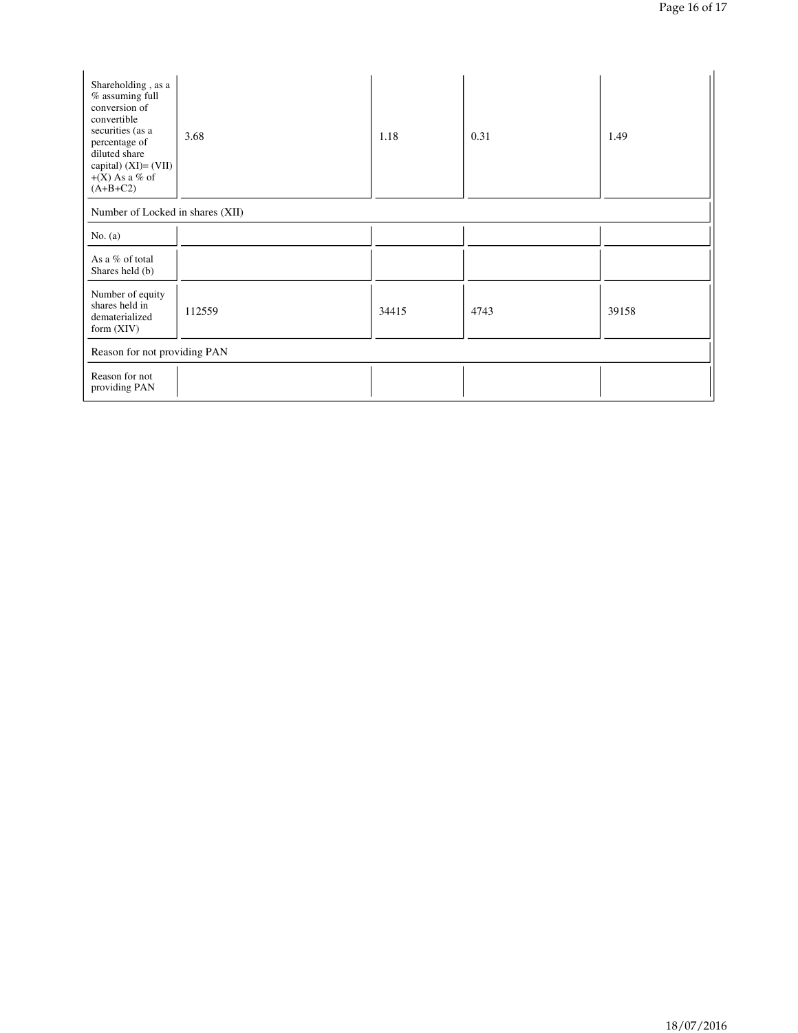| | | | | |
|---|---|---|---|---|
| Shareholding , as a % assuming full conversion of convertible securities (as a percentage of diluted share capital) (XI)= (VII)+(X) As a % of (A+B+C2) | 3.68 | 1.18 | 0.31 | 1.49 |
| Number of Locked in shares (XII) | | | | |
| No. (a) | | | | |
| As a % of total Shares held (b) | | | | |
| Number of equity shares held in dematerialized form (XIV) | 112559 | 34415 | 4743 | 39158 |
| Reason for not providing PAN | | | | |
| Reason for not providing PAN | | | | |